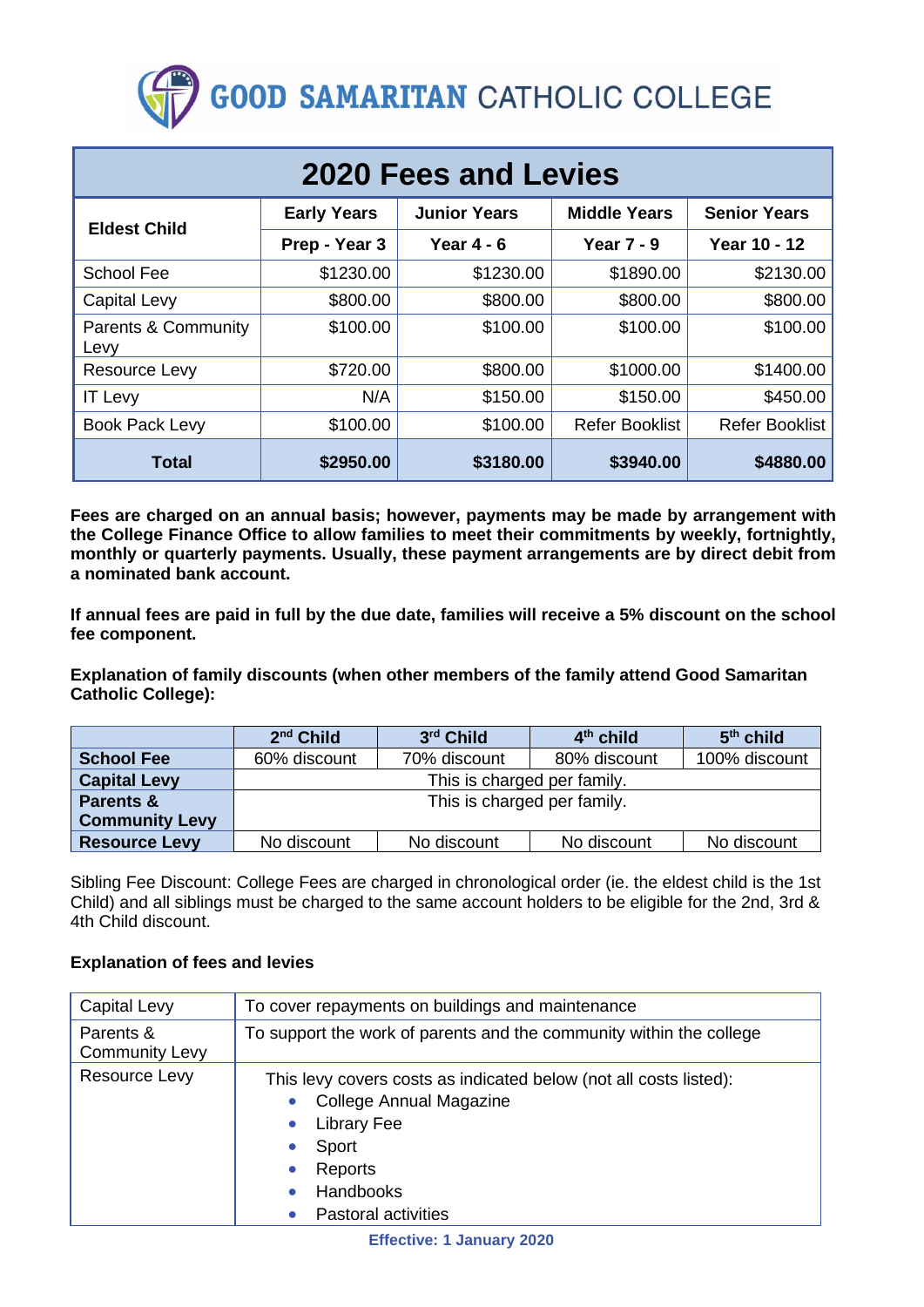# GOOD SAMARITAN CATHOLIC COLLEGE

## 2020 Fees and Levies

| Eldest Child | Early Years | Junior Years | Middle Years | Senior Years |
|---|---|---|---|---|
| | Prep - Year 3 | Year 4 - 6 | Year 7 - 9 | Year 10 - 12 |
| School Fee | $1230.00 | $1230.00 | $1890.00 | $2130.00 |
| Capital Levy | $800.00 | $800.00 | $800.00 | $800.00 |
| Parents & Community Levy | $100.00 | $100.00 | $100.00 | $100.00 |
| Resource Levy | $720.00 | $800.00 | $1000.00 | $1400.00 |
| IT Levy | N/A | $150.00 | $150.00 | $450.00 |
| Book Pack Levy | $100.00 | $100.00 | Refer Booklist | Refer Booklist |
| **Total** | **$2950.00** | **$3180.00** | **$3940.00** | **$4880.00** |

**Fees are charged on an annual basis; however, payments may be made by arrangement with the College Finance Office to allow families to meet their commitments by weekly, fortnightly, monthly or quarterly payments. Usually, these payment arrangements are by direct debit from a nominated bank account.**

**If annual fees are paid in full by the due date, families will receive a 5% discount on the school fee component.**

**Explanation of family discounts (when other members of the family attend Good Samaritan Catholic College):**

| | 2nd Child | 3rd Child | 4th child | 5th child |
|---|---|---|---|---|
| **School Fee** | 60% discount | 70% discount | 80% discount | 100% discount |
| **Capital Levy** | This is charged per family. | | | |
| **Parents & Community Levy** | This is charged per family. | | | |
| **Resource Levy** | No discount | No discount | No discount | No discount |

Sibling Fee Discount: College Fees are charged in chronological order (ie. the eldest child is the 1st Child) and all siblings must be charged to the same account holders to be eligible for the 2nd, 3rd & 4th Child discount.

**Explanation of fees and levies**

| | |
|---|---|
| Capital Levy | To cover repayments on buildings and maintenance |
| Parents & Community Levy | To support the work of parents and the community within the college |
| Resource Levy | This levy covers costs as indicated below (not all costs listed):<br>• College Annual Magazine<br>• Library Fee<br>• Sport<br>• Reports<br>• Handbooks<br>• Pastoral activities |

**Effective: 1 January 2020**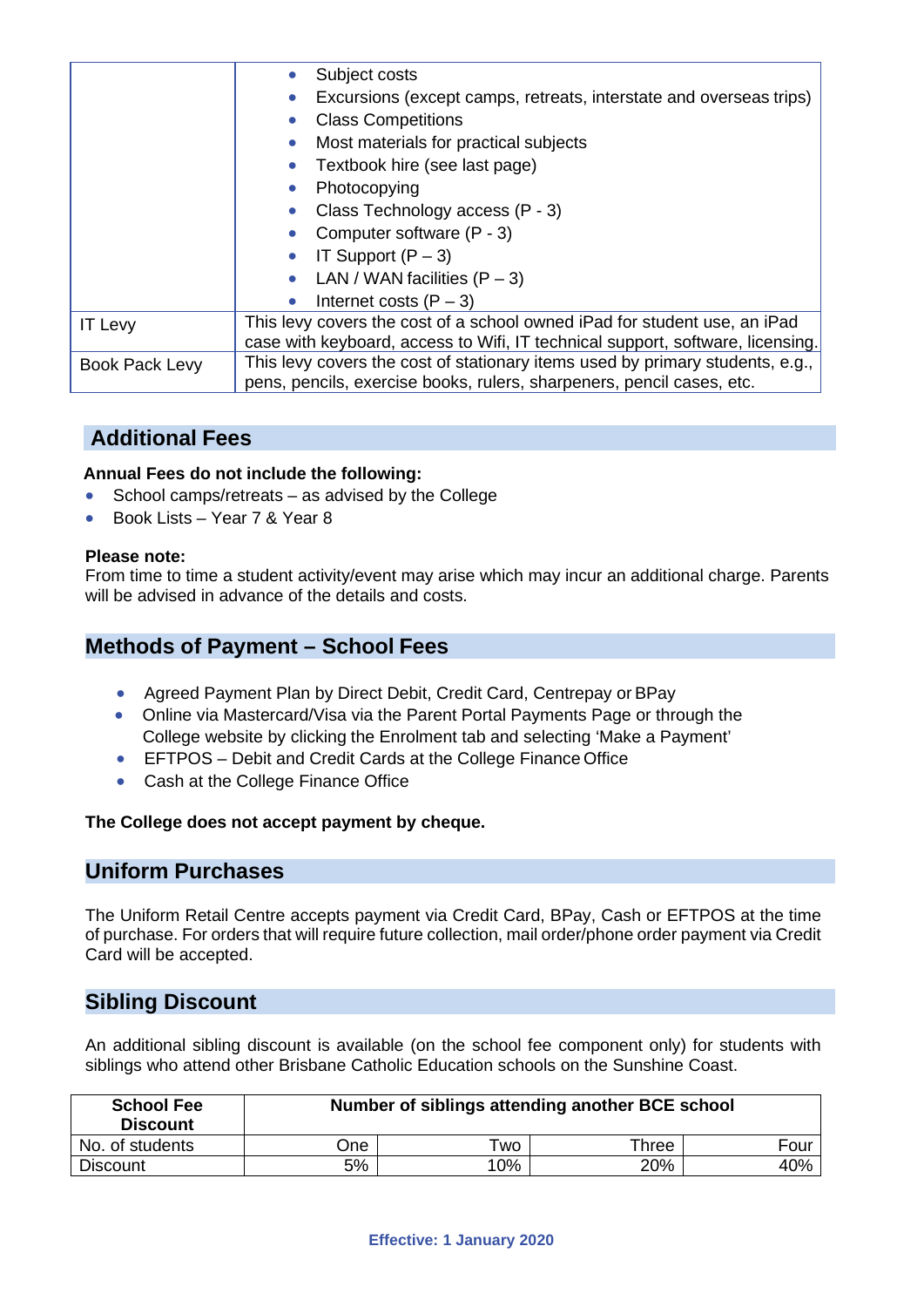| | |
|---|---|
| | • Subject costs<br>• Excursions (except camps, retreats, interstate and overseas trips)<br>• Class Competitions<br>• Most materials for practical subjects<br>• Textbook hire (see last page)<br>• Photocopying<br>• Class Technology access (P - 3)<br>• Computer software (P - 3)<br>• IT Support (P – 3)<br>• LAN / WAN facilities (P – 3)<br>• Internet costs (P – 3) |
| IT Levy | This levy covers the cost of a school owned iPad for student use, an iPad case with keyboard, access to Wifi, IT technical support, software, licensing. |
| Book Pack Levy | This levy covers the cost of stationary items used by primary students, e.g., pens, pencils, exercise books, rulers, sharpeners, pencil cases, etc. |

## Additional Fees

**Annual Fees do not include the following:**

- School camps/retreats – as advised by the College
- Book Lists – Year 7 & Year 8

**Please note:**
From time to time a student activity/event may arise which may incur an additional charge. Parents will be advised in advance of the details and costs.

## Methods of Payment – School Fees

- Agreed Payment Plan by Direct Debit, Credit Card, Centrepay or BPay
- Online via Mastercard/Visa via the Parent Portal Payments Page or through the College website by clicking the Enrolment tab and selecting 'Make a Payment'
- EFTPOS – Debit and Credit Cards at the College Finance Office
- Cash at the College Finance Office

**The College does not accept payment by cheque.**

## Uniform Purchases

The Uniform Retail Centre accepts payment via Credit Card, BPay, Cash or EFTPOS at the time of purchase. For orders that will require future collection, mail order/phone order payment via Credit Card will be accepted.

## Sibling Discount

An additional sibling discount is available (on the school fee component only) for students with siblings who attend other Brisbane Catholic Education schools on the Sunshine Coast.

| School Fee Discount | Number of siblings attending another BCE school | | | |
|---|---|---|---|---|
| No. of students | One | Two | Three | Four |
| Discount | 5% | 10% | 20% | 40% |

**Effective: 1 January 2020**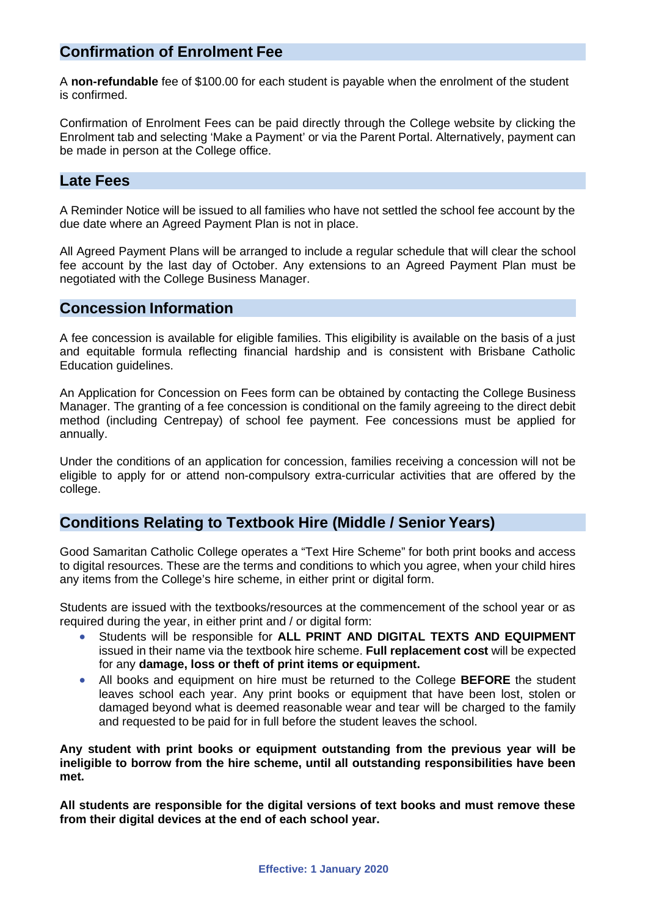## Confirmation of Enrolment Fee

A **non-refundable** fee of $100.00 for each student is payable when the enrolment of the student is confirmed.

Confirmation of Enrolment Fees can be paid directly through the College website by clicking the Enrolment tab and selecting 'Make a Payment' or via the Parent Portal. Alternatively, payment can be made in person at the College office.

## Late Fees

A Reminder Notice will be issued to all families who have not settled the school fee account by the due date where an Agreed Payment Plan is not in place.

All Agreed Payment Plans will be arranged to include a regular schedule that will clear the school fee account by the last day of October. Any extensions to an Agreed Payment Plan must be negotiated with the College Business Manager.

## Concession Information

A fee concession is available for eligible families. This eligibility is available on the basis of a just and equitable formula reflecting financial hardship and is consistent with Brisbane Catholic Education guidelines.

An Application for Concession on Fees form can be obtained by contacting the College Business Manager. The granting of a fee concession is conditional on the family agreeing to the direct debit method (including Centrepay) of school fee payment. Fee concessions must be applied for annually.

Under the conditions of an application for concession, families receiving a concession will not be eligible to apply for or attend non-compulsory extra-curricular activities that are offered by the college.

## Conditions Relating to Textbook Hire (Middle / Senior Years)

Good Samaritan Catholic College operates a "Text Hire Scheme" for both print books and access to digital resources. These are the terms and conditions to which you agree, when your child hires any items from the College's hire scheme, in either print or digital form.

Students are issued with the textbooks/resources at the commencement of the school year or as required during the year, in either print and / or digital form:

- Students will be responsible for **ALL PRINT AND DIGITAL TEXTS AND EQUIPMENT** issued in their name via the textbook hire scheme. **Full replacement cost** will be expected for any **damage, loss or theft of print items or equipment.**
- All books and equipment on hire must be returned to the College **BEFORE** the student leaves school each year. Any print books or equipment that have been lost, stolen or damaged beyond what is deemed reasonable wear and tear will be charged to the family and requested to be paid for in full before the student leaves the school.

**Any student with print books or equipment outstanding from the previous year will be ineligible to borrow from the hire scheme, until all outstanding responsibilities have been met.**

**All students are responsible for the digital versions of text books and must remove these from their digital devices at the end of each school year.**

**Effective: 1 January 2020**